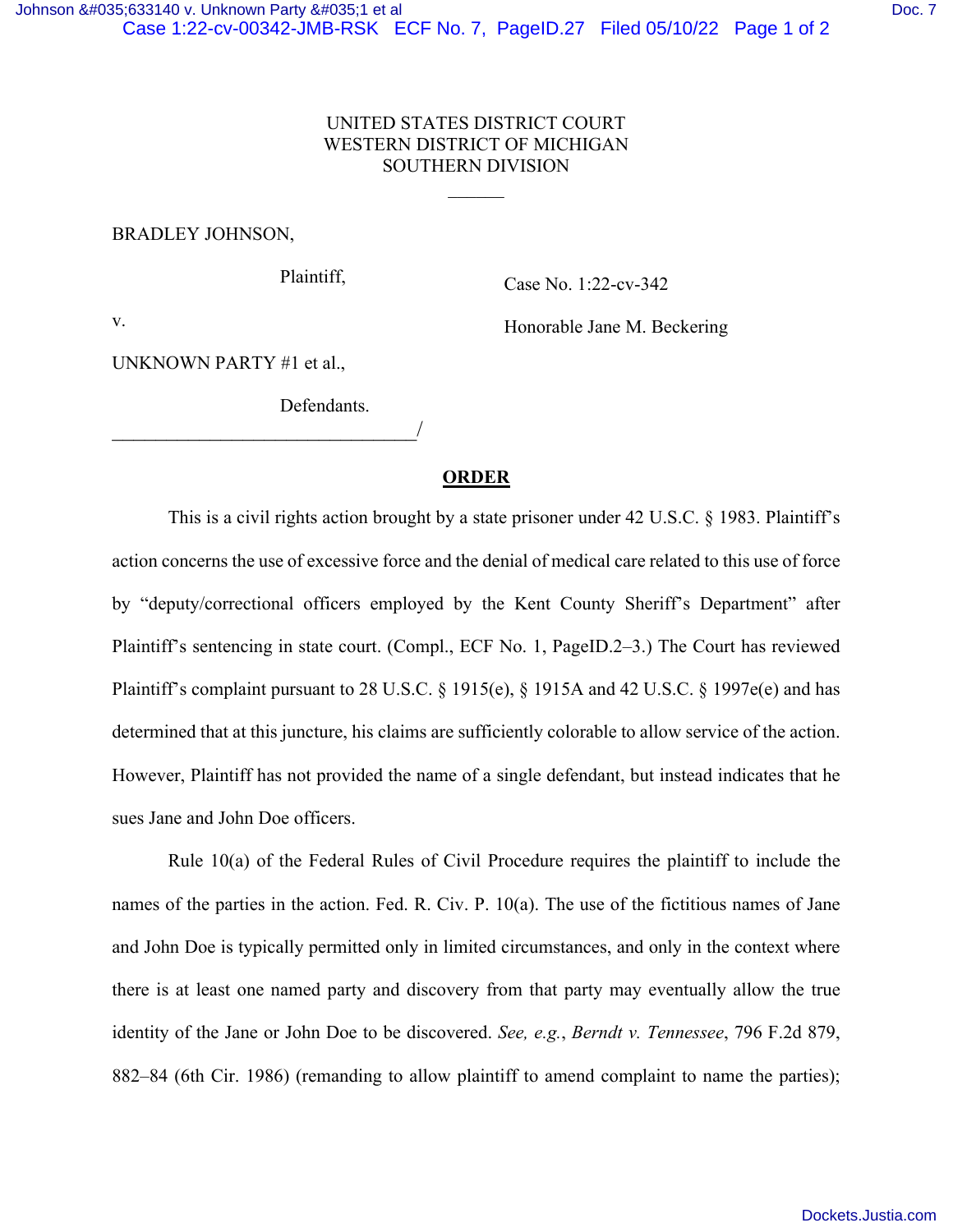UNITED STATES DISTRICT COURT
WESTERN DISTRICT OF MICHIGAN
SOUTHERN DIVISION

______

BRADLEY JOHNSON,

Plaintiff,

v.

UNKNOWN PARTY #1 et al.,

Defendants.

_______________________________/

Case No. 1:22-cv-342

Honorable Jane M. Beckering

## ORDER

This is a civil rights action brought by a state prisoner under 42 U.S.C. § 1983. Plaintiff's action concerns the use of excessive force and the denial of medical care related to this use of force by "deputy/correctional officers employed by the Kent County Sheriff's Department" after Plaintiff's sentencing in state court. (Compl., ECF No. 1, PageID.2–3.) The Court has reviewed Plaintiff's complaint pursuant to 28 U.S.C. § 1915(e), § 1915A and 42 U.S.C. § 1997e(e) and has determined that at this juncture, his claims are sufficiently colorable to allow service of the action. However, Plaintiff has not provided the name of a single defendant, but instead indicates that he sues Jane and John Doe officers.

Rule 10(a) of the Federal Rules of Civil Procedure requires the plaintiff to include the names of the parties in the action. Fed. R. Civ. P. 10(a). The use of the fictitious names of Jane and John Doe is typically permitted only in limited circumstances, and only in the context where there is at least one named party and discovery from that party may eventually allow the true identity of the Jane or John Doe to be discovered. *See, e.g.*, *Berndt v. Tennessee*, 796 F.2d 879, 882–84 (6th Cir. 1986) (remanding to allow plaintiff to amend complaint to name the parties);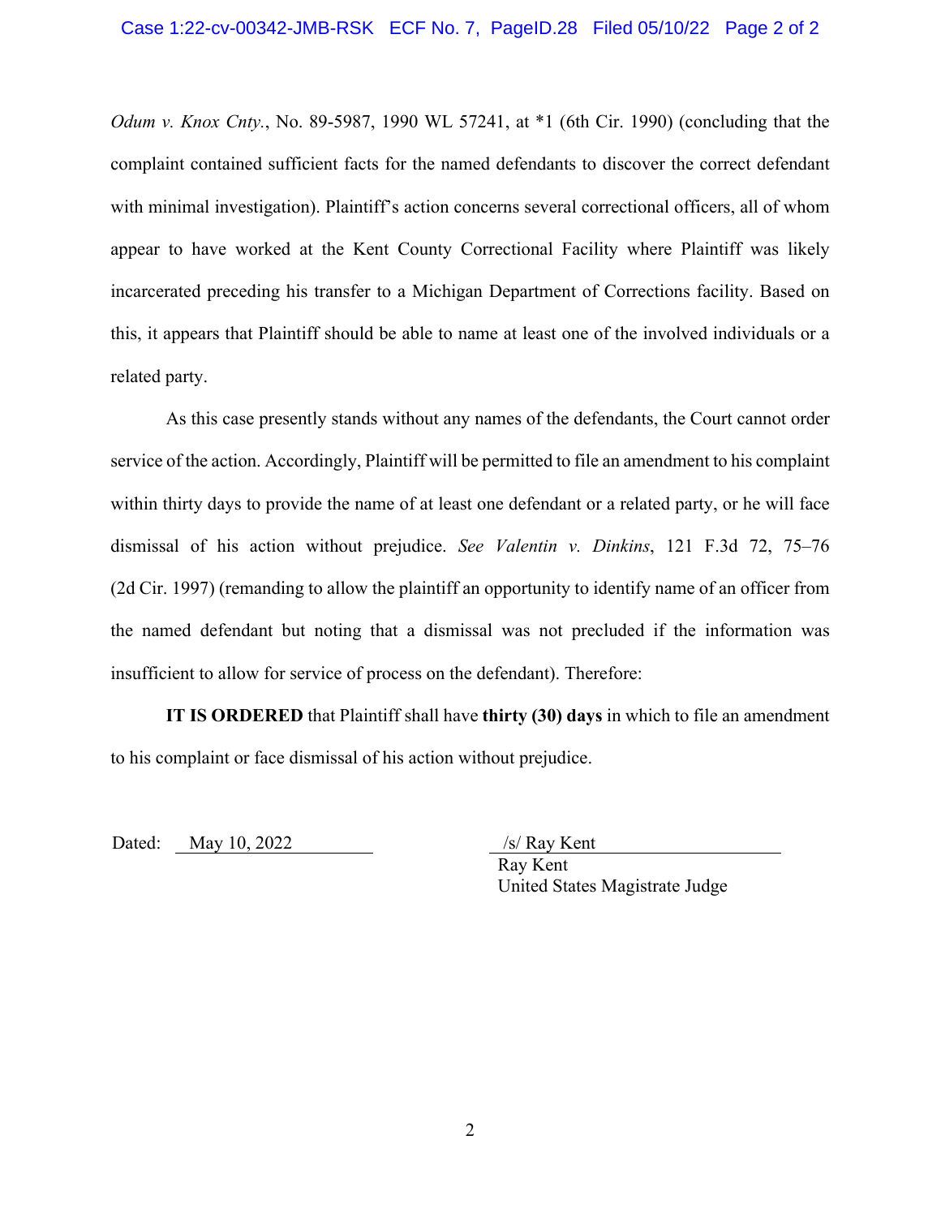*Odum v. Knox Cnty.*, No. 89-5987, 1990 WL 57241, at *1 (6th Cir. 1990) (concluding that the complaint contained sufficient facts for the named defendants to discover the correct defendant with minimal investigation). Plaintiff's action concerns several correctional officers, all of whom appear to have worked at the Kent County Correctional Facility where Plaintiff was likely incarcerated preceding his transfer to a Michigan Department of Corrections facility. Based on this, it appears that Plaintiff should be able to name at least one of the involved individuals or a related party.

As this case presently stands without any names of the defendants, the Court cannot order service of the action. Accordingly, Plaintiff will be permitted to file an amendment to his complaint within thirty days to provide the name of at least one defendant or a related party, or he will face dismissal of his action without prejudice. *See Valentin v. Dinkins*, 121 F.3d 72, 75–76 (2d Cir. 1997) (remanding to allow the plaintiff an opportunity to identify name of an officer from the named defendant but noting that a dismissal was not precluded if the information was insufficient to allow for service of process on the defendant). Therefore:

**IT IS ORDERED** that Plaintiff shall have **thirty (30) days** in which to file an amendment to his complaint or face dismissal of his action without prejudice.

Dated: May 10, 2022

/s/ Ray Kent
Ray Kent
United States Magistrate Judge